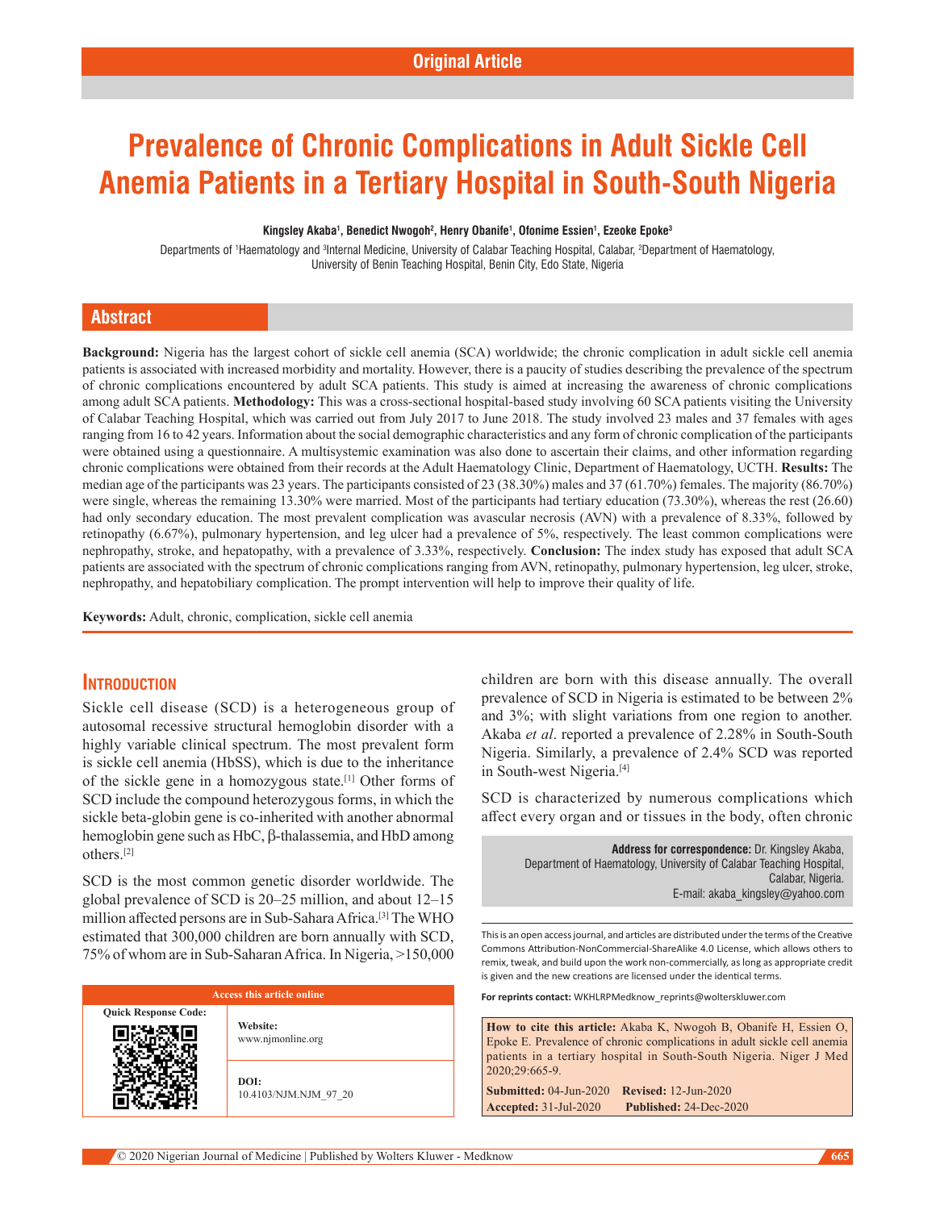Original Article

# Prevalence of Chronic Complications in Adult Sickle Cell Anemia Patients in a Tertiary Hospital in South-South Nigeria

**Kingsley Akaba[1], Benedict Nwogoh[2], Henry Obanife[1], Ofonime Essien[1], Ezeoke Epoke[3]**

Departments of [1]Haematology and [3]Internal Medicine, University of Calabar Teaching Hospital, Calabar, [2]Department of Haematology, University of Benin Teaching Hospital, Benin City, Edo State, Nigeria

## Abstract

**Background:** Nigeria has the largest cohort of sickle cell anemia (SCA) worldwide; the chronic complication in adult sickle cell anemia patients is associated with increased morbidity and mortality. However, there is a paucity of studies describing the prevalence of the spectrum of chronic complications encountered by adult SCA patients. This study is aimed at increasing the awareness of chronic complications among adult SCA patients. **Methodology:** This was a cross-sectional hospital-based study involving 60 SCA patients visiting the University of Calabar Teaching Hospital, which was carried out from July 2017 to June 2018. The study involved 23 males and 37 females with ages ranging from 16 to 42 years. Information about the social demographic characteristics and any form of chronic complication of the participants were obtained using a questionnaire. A multisystemic examination was also done to ascertain their claims, and other information regarding chronic complications were obtained from their records at the Adult Haematology Clinic, Department of Haematology, UCTH. **Results:** The median age of the participants was 23 years. The participants consisted of 23 (38.30%) males and 37 (61.70%) females. The majority (86.70%) were single, whereas the remaining 13.30% were married. Most of the participants had tertiary education (73.30%), whereas the rest (26.60) had only secondary education. The most prevalent complication was avascular necrosis (AVN) with a prevalence of 8.33%, followed by retinopathy (6.67%), pulmonary hypertension, and leg ulcer had a prevalence of 5%, respectively. The least common complications were nephropathy, stroke, and hepatopathy, with a prevalence of 3.33%, respectively. **Conclusion:** The index study has exposed that adult SCA patients are associated with the spectrum of chronic complications ranging from AVN, retinopathy, pulmonary hypertension, leg ulcer, stroke, nephropathy, and hepatobiliary complication. The prompt intervention will help to improve their quality of life.

**Keywords:** Adult, chronic, complication, sickle cell anemia

## Introduction

Sickle cell disease (SCD) is a heterogeneous group of autosomal recessive structural hemoglobin disorder with a highly variable clinical spectrum. The most prevalent form is sickle cell anemia (HbSS), which is due to the inheritance of the sickle gene in a homozygous state.[1] Other forms of SCD include the compound heterozygous forms, in which the sickle beta-globin gene is co-inherited with another abnormal hemoglobin gene such as HbC, β-thalassemia, and HbD among others.[2]

SCD is the most common genetic disorder worldwide. The global prevalence of SCD is 20–25 million, and about 12–15 million affected persons are in Sub-Sahara Africa.[3] The WHO estimated that 300,000 children are born annually with SCD, 75% of whom are in Sub-Saharan Africa. In Nigeria, >150,000 children are born with this disease annually. The overall prevalence of SCD in Nigeria is estimated to be between 2% and 3%; with slight variations from one region to another. Akaba *et al*. reported a prevalence of 2.28% in South-South Nigeria. Similarly, a prevalence of 2.4% SCD was reported in South-west Nigeria.[4]

SCD is characterized by numerous complications which affect every organ and or tissues in the body, often chronic

**Address for correspondence:** Dr. Kingsley Akaba, Department of Haematology, University of Calabar Teaching Hospital, Calabar, Nigeria. E-mail: akaba_kingsley@yahoo.com

| Access this article online | |
|---|---|
| Quick Response Code: | **Website:** www.njmonline.org |
| | **DOI:** 10.4103/NJM.NJM_97_20 |

This is an open access journal, and articles are distributed under the terms of the Creative Commons Attribution-NonCommercial-ShareAlike 4.0 License, which allows others to remix, tweak, and build upon the work non-commercially, as long as appropriate credit is given and the new creations are licensed under the identical terms.

**For reprints contact:** WKHLRPMedknow_reprints@wolterskluwer.com

**How to cite this article:** Akaba K, Nwogoh B, Obanife H, Essien O, Epoke E. Prevalence of chronic complications in adult sickle cell anemia patients in a tertiary hospital in South-South Nigeria. Niger J Med 2020;29:665-9.

**Submitted:** 04-Jun-2020 **Revised:** 12-Jun-2020
**Accepted:** 31-Jul-2020 **Published:** 24-Dec-2020

© 2020 Nigerian Journal of Medicine | Published by Wolters Kluwer - Medknow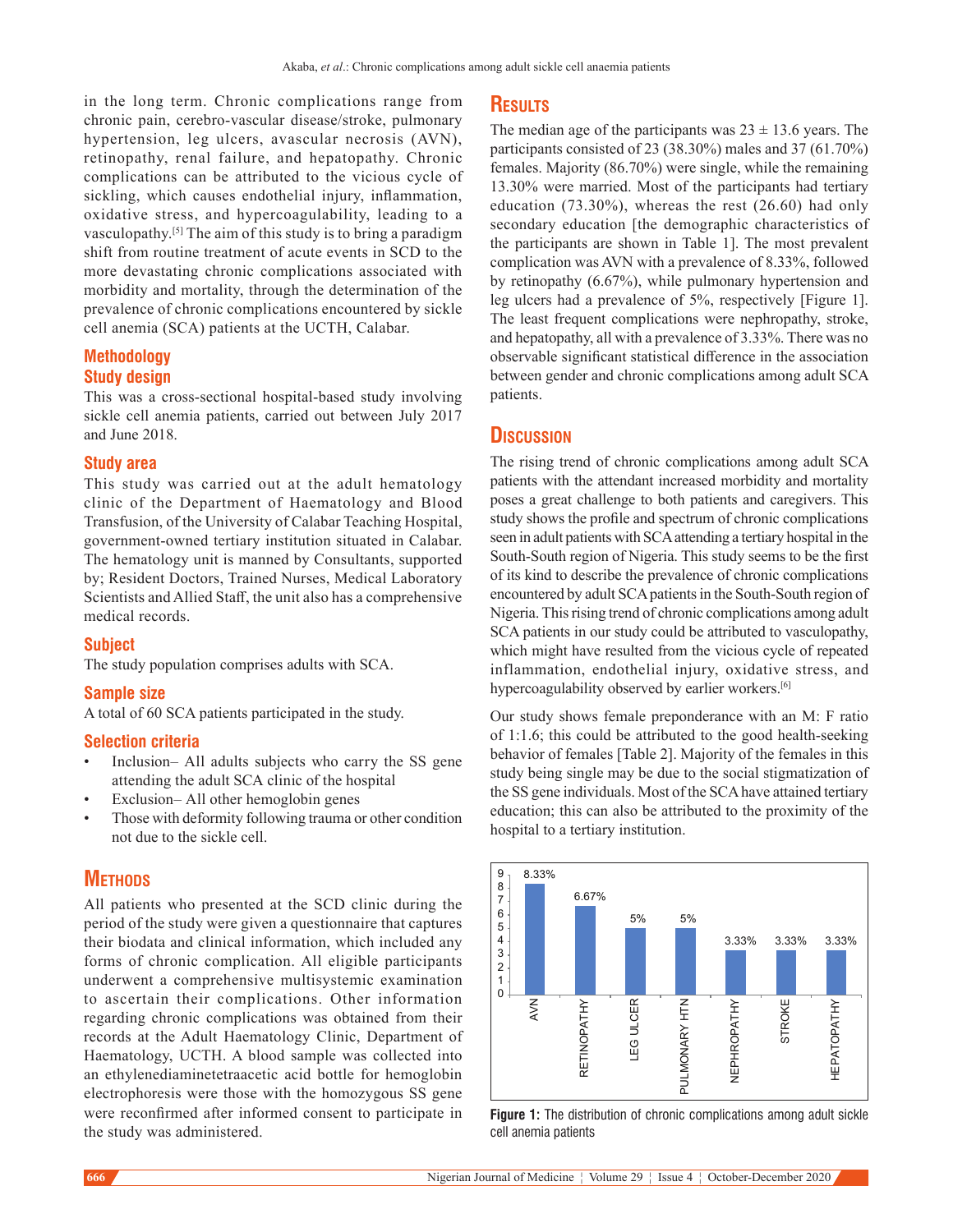in the long term. Chronic complications range from chronic pain, cerebro-vascular disease/stroke, pulmonary hypertension, leg ulcers, avascular necrosis (AVN), retinopathy, renal failure, and hepatopathy. Chronic complications can be attributed to the vicious cycle of sickling, which causes endothelial injury, inflammation, oxidative stress, and hypercoagulability, leading to a vasculopathy.[5] The aim of this study is to bring a paradigm shift from routine treatment of acute events in SCD to the more devastating chronic complications associated with morbidity and mortality, through the determination of the prevalence of chronic complications encountered by sickle cell anemia (SCA) patients at the UCTH, Calabar.

## Methodology

### Study design

This was a cross-sectional hospital-based study involving sickle cell anemia patients, carried out between July 2017 and June 2018.

### Study area

This study was carried out at the adult hematology clinic of the Department of Haematology and Blood Transfusion, of the University of Calabar Teaching Hospital, government-owned tertiary institution situated in Calabar. The hematology unit is manned by Consultants, supported by; Resident Doctors, Trained Nurses, Medical Laboratory Scientists and Allied Staff, the unit also has a comprehensive medical records.

### Subject

The study population comprises adults with SCA.

### Sample size

A total of 60 SCA patients participated in the study.

### Selection criteria

- Inclusion– All adults subjects who carry the SS gene attending the adult SCA clinic of the hospital
- Exclusion– All other hemoglobin genes
- Those with deformity following trauma or other condition not due to the sickle cell.

## Methods

All patients who presented at the SCD clinic during the period of the study were given a questionnaire that captures their biodata and clinical information, which included any forms of chronic complication. All eligible participants underwent a comprehensive multisystemic examination to ascertain their complications. Other information regarding chronic complications was obtained from their records at the Adult Haematology Clinic, Department of Haematology, UCTH. A blood sample was collected into an ethylenediaminetetraacetic acid bottle for hemoglobin electrophoresis were those with the homozygous SS gene were reconfirmed after informed consent to participate in the study was administered.

## Results

The median age of the participants was 23 ± 13.6 years. The participants consisted of 23 (38.30%) males and 37 (61.70%) females. Majority (86.70%) were single, while the remaining 13.30% were married. Most of the participants had tertiary education (73.30%), whereas the rest (26.60) had only secondary education [the demographic characteristics of the participants are shown in Table 1]. The most prevalent complication was AVN with a prevalence of 8.33%, followed by retinopathy (6.67%), while pulmonary hypertension and leg ulcers had a prevalence of 5%, respectively [Figure 1]. The least frequent complications were nephropathy, stroke, and hepatopathy, all with a prevalence of 3.33%. There was no observable significant statistical difference in the association between gender and chronic complications among adult SCA patients.

## Discussion

The rising trend of chronic complications among adult SCA patients with the attendant increased morbidity and mortality poses a great challenge to both patients and caregivers. This study shows the profile and spectrum of chronic complications seen in adult patients with SCA attending a tertiary hospital in the South-South region of Nigeria. This study seems to be the first of its kind to describe the prevalence of chronic complications encountered by adult SCA patients in the South-South region of Nigeria. This rising trend of chronic complications among adult SCA patients in our study could be attributed to vasculopathy, which might have resulted from the vicious cycle of repeated inflammation, endothelial injury, oxidative stress, and hypercoagulability observed by earlier workers.[6]

Our study shows female preponderance with an M: F ratio of 1:1.6; this could be attributed to the good health-seeking behavior of females [Table 2]. Majority of the females in this study being single may be due to the social stigmatization of the SS gene individuals. Most of the SCA have attained tertiary education; this can also be attributed to the proximity of the hospital to a tertiary institution.

| Complication | Prevalence |
|---|---|
| AVN | 8.33% |
| RETINOPATHY | 6.67% |
| LEG ULCER | 5% |
| PULMONARY HTN | 5% |
| NEPHROPATHY | 3.33% |
| STROKE | 3.33% |
| HEPATOPATHY | 3.33% |

**Figure 1:** The distribution of chronic complications among adult sickle cell anemia patients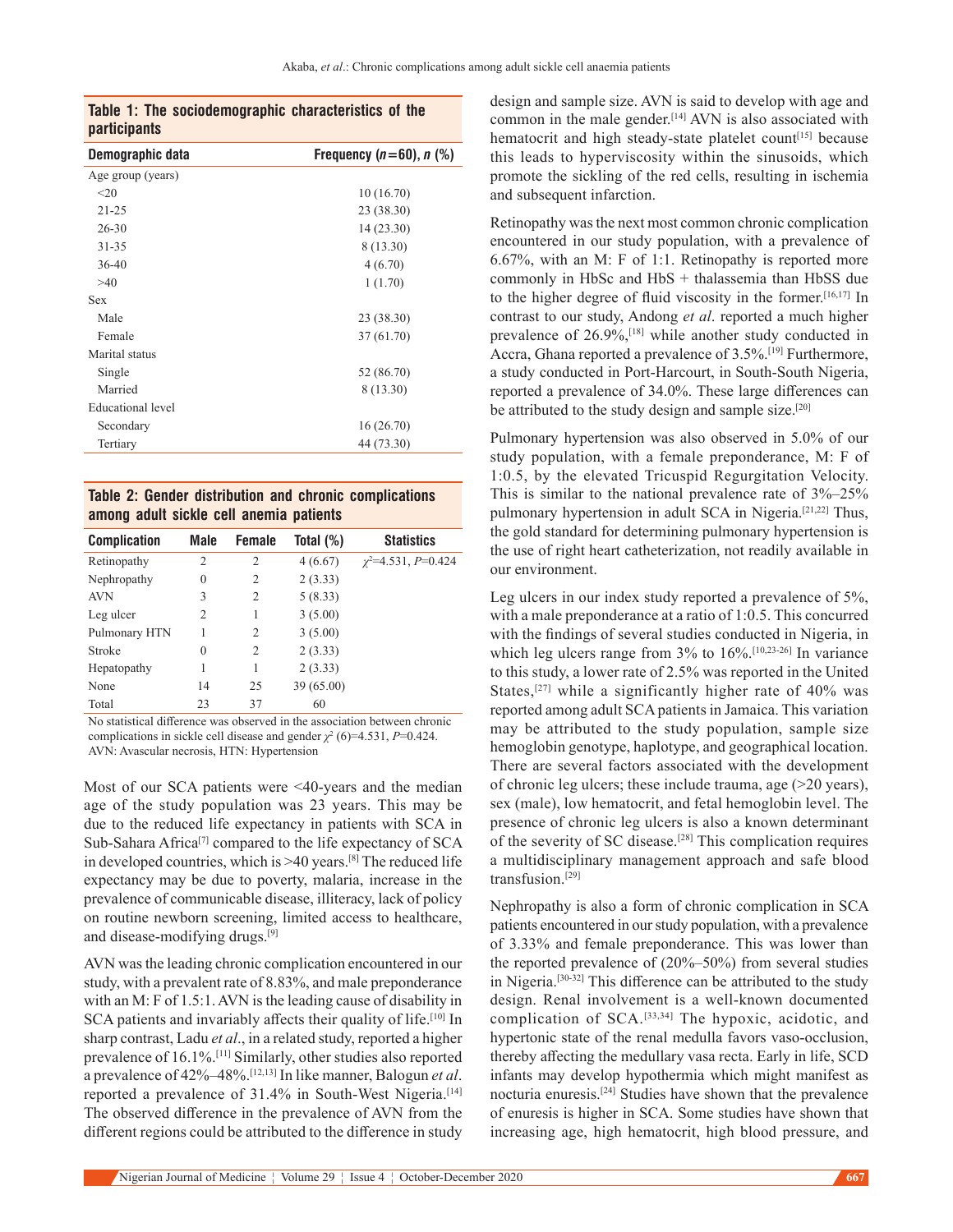**Table 1: The sociodemographic characteristics of the participants**

| Demographic data | Frequency ($n$=60), $n$ (%) |
|---|---|
| Age group (years) | |
| <20 | 10 (16.70) |
| 21-25 | 23 (38.30) |
| 26-30 | 14 (23.30) |
| 31-35 | 8 (13.30) |
| 36-40 | 4 (6.70) |
| >40 | 1 (1.70) |
| Sex | |
| Male | 23 (38.30) |
| Female | 37 (61.70) |
| Marital status | |
| Single | 52 (86.70) |
| Married | 8 (13.30) |
| Educational level | |
| Secondary | 16 (26.70) |
| Tertiary | 44 (73.30) |

**Table 2: Gender distribution and chronic complications among adult sickle cell anemia patients**

| Complication | Male | Female | Total (%) | Statistics |
|---|---|---|---|---|
| Retinopathy | 2 | 2 | 4 (6.67) | $\chi^2$=4.531, $P$=0.424 |
| Nephropathy | 0 | 2 | 2 (3.33) | |
| AVN | 3 | 2 | 5 (8.33) | |
| Leg ulcer | 2 | 1 | 3 (5.00) | |
| Pulmonary HTN | 1 | 2 | 3 (5.00) | |
| Stroke | 0 | 2 | 2 (3.33) | |
| Hepatopathy | 1 | 1 | 2 (3.33) | |
| None | 14 | 25 | 39 (65.00) | |
| Total | 23 | 37 | 60 | |

No statistical difference was observed in the association between chronic complications in sickle cell disease and gender $\chi^2$ (6)=4.531, $P$=0.424. AVN: Avascular necrosis, HTN: Hypertension

Most of our SCA patients were <40-years and the median age of the study population was 23 years. This may be due to the reduced life expectancy in patients with SCA in Sub-Sahara Africa[7] compared to the life expectancy of SCA in developed countries, which is >40 years.[8] The reduced life expectancy may be due to poverty, malaria, increase in the prevalence of communicable disease, illiteracy, lack of policy on routine newborn screening, limited access to healthcare, and disease-modifying drugs.[9]

AVN was the leading chronic complication encountered in our study, with a prevalent rate of 8.83%, and male preponderance with an M: F of 1.5:1. AVN is the leading cause of disability in SCA patients and invariably affects their quality of life.[10] In sharp contrast, Ladu *et al*., in a related study, reported a higher prevalence of 16.1%.[11] Similarly, other studies also reported a prevalence of 42%–48%.[12,13] In like manner, Balogun *et al*. reported a prevalence of 31.4% in South-West Nigeria.[14] The observed difference in the prevalence of AVN from the different regions could be attributed to the difference in study design and sample size. AVN is said to develop with age and common in the male gender.[14] AVN is also associated with hematocrit and high steady-state platelet count[15] because this leads to hyperviscosity within the sinusoids, which promote the sickling of the red cells, resulting in ischemia and subsequent infarction.

Retinopathy was the next most common chronic complication encountered in our study population, with a prevalence of 6.67%, with an M: F of 1:1. Retinopathy is reported more commonly in HbSc and HbS + thalassemia than HbSS due to the higher degree of fluid viscosity in the former.[16,17] In contrast to our study, Andong *et al*. reported a much higher prevalence of 26.9%,[18] while another study conducted in Accra, Ghana reported a prevalence of 3.5%.[19] Furthermore, a study conducted in Port-Harcourt, in South-South Nigeria, reported a prevalence of 34.0%. These large differences can be attributed to the study design and sample size.[20]

Pulmonary hypertension was also observed in 5.0% of our study population, with a female preponderance, M: F of 1:0.5, by the elevated Tricuspid Regurgitation Velocity. This is similar to the national prevalence rate of 3%–25% pulmonary hypertension in adult SCA in Nigeria.[21,22] Thus, the gold standard for determining pulmonary hypertension is the use of right heart catheterization, not readily available in our environment.

Leg ulcers in our index study reported a prevalence of 5%, with a male preponderance at a ratio of 1:0.5. This concurred with the findings of several studies conducted in Nigeria, in which leg ulcers range from 3% to 16%.[10,23-26] In variance to this study, a lower rate of 2.5% was reported in the United States,[27] while a significantly higher rate of 40% was reported among adult SCA patients in Jamaica. This variation may be attributed to the study population, sample size hemoglobin genotype, haplotype, and geographical location. There are several factors associated with the development of chronic leg ulcers; these include trauma, age (>20 years), sex (male), low hematocrit, and fetal hemoglobin level. The presence of chronic leg ulcers is also a known determinant of the severity of SC disease.[28] This complication requires a multidisciplinary management approach and safe blood transfusion.[29]

Nephropathy is also a form of chronic complication in SCA patients encountered in our study population, with a prevalence of 3.33% and female preponderance. This was lower than the reported prevalence of (20%–50%) from several studies in Nigeria.[30-32] This difference can be attributed to the study design. Renal involvement is a well-known documented complication of SCA.[33,34] The hypoxic, acidotic, and hypertonic state of the renal medulla favors vaso-occlusion, thereby affecting the medullary vasa recta. Early in life, SCD infants may develop hypothermia which might manifest as nocturia enuresis.[24] Studies have shown that the prevalence of enuresis is higher in SCA. Some studies have shown that increasing age, high hematocrit, high blood pressure, and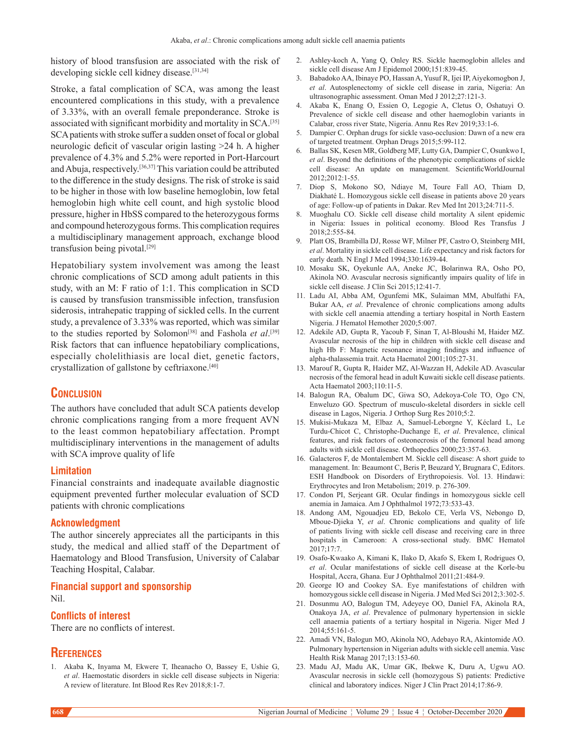history of blood transfusion are associated with the risk of developing sickle cell kidney disease.[31,34]

Stroke, a fatal complication of SCA, was among the least encountered complications in this study, with a prevalence of 3.33%, with an overall female preponderance. Stroke is associated with significant morbidity and mortality in SCA.[35] SCA patients with stroke suffer a sudden onset of focal or global neurologic deficit of vascular origin lasting >24 h. A higher prevalence of 4.3% and 5.2% were reported in Port-Harcourt and Abuja, respectively.[36,37] This variation could be attributed to the difference in the study designs. The risk of stroke is said to be higher in those with low baseline hemoglobin, low fetal hemoglobin high white cell count, and high systolic blood pressure, higher in HbSS compared to the heterozygous forms and compound heterozygous forms. This complication requires a multidisciplinary management approach, exchange blood transfusion being pivotal.[29]

Hepatobiliary system involvement was among the least chronic complications of SCD among adult patients in this study, with an M: F ratio of 1:1. This complication in SCD is caused by transfusion transmissible infection, transfusion siderosis, intrahepatic trapping of sickled cells. In the current study, a prevalence of 3.33% was reported, which was similar to the studies reported by Solomon[38] and Fashola *et al*.[39] Risk factors that can influence hepatobiliary complications, especially cholelithiasis are local diet, genetic factors, crystallization of gallstone by ceftriaxone.[40]

## Conclusion

The authors have concluded that adult SCA patients develop chronic complications ranging from a more frequent AVN to the least common hepatobiliary affectation. Prompt multidisciplinary interventions in the management of adults with SCA improve quality of life

### Limitation

Financial constraints and inadequate available diagnostic equipment prevented further molecular evaluation of SCD patients with chronic complications

### Acknowledgment

The author sincerely appreciates all the participants in this study, the medical and allied staff of the Department of Haematology and Blood Transfusion, University of Calabar Teaching Hospital, Calabar.

### Financial support and sponsorship

Nil.

### Conflicts of interest

There are no conflicts of interest.

## References

1. Akaba K, Inyama M, Ekwere T, Iheanacho O, Bassey E, Ushie G, *et al*. Haemostatic disorders in sickle cell disease subjects in Nigeria: A review of literature. Int Blood Res Rev 2018;8:1-7.
2. Ashley-koch A, Yang Q, Onley RS. Sickle haemoglobin alleles and sickle cell disease Am J Epidemol 2000;151:839-45.
3. Babadoko AA, Ibinaye PO, Hassan A, Yusuf R, Ijei IP, Aiyekomogbon J, *et al*. Autosplenectomy of sickle cell disease in zaria, Nigeria: An ultrasonographic assessment. Oman Med J 2012;27:121-3.
4. Akaba K, Enang O, Essien O, Legogie A, Cletus O, Oshatuyi O. Prevalence of sickle cell disease and other haemoglobin variants in Calabar, cross river State, Nigeria. Annu Res Rev 2019;33:1-6.
5. Dampier C. Orphan drugs for sickle vaso-occlusion: Dawn of a new era of targeted treatment. Orphan Drugs 2015;5:99-112.
6. Ballas SK, Kesen MR, Goldberg MF, Lutty GA, Dampier C, Osunkwo I, *et al*. Beyond the definitions of the phenotypic complications of sickle cell disease: An update on management. ScientificWorldJournal 2012;2012:1-55.
7. Diop S, Mokono SO, Ndiaye M, Toure Fall AO, Thiam D, Diakhaté L. Homozygous sickle cell disease in patients above 20 years of age: Follow-up of patients in Dakar. Rev Med Int 2013;24:711-5.
8. Muoghalu CO. Sickle cell disease child mortality A silent epidemic in Nigeria: Issues in political economy. Blood Res Transfus J 2018;2:555-84.
9. Platt OS, Brambilla DJ, Rosse WF, Milner PF, Castro O, Steinberg MH, *et al*. Mortality in sickle cell disease. Life expectancy and risk factors for early death. N Engl J Med 1994;330:1639-44.
10. Mosaku SK, Oyekunle AA, Aneke JC, Bolarinwa RA, Osho PO, Akinola NO. Avascular necrosis significantly impairs quality of life in sickle cell disease. J Clin Sci 2015;12:41-7.
11. Ladu AI, Abba AM, Ogunfemi MK, Sulaiman MM, Abulfathi FA, Bukar AA, *et al*. Prevalence of chronic complications among adults with sickle cell anaemia attending a tertiary hospital in North Eastern Nigeria. J Hematol Hemother 2020;5:007.
12. Adekile AD, Gupta R, Yacoub F, Sinan T, Al-Bloushi M, Haider MZ. Avascular necrosis of the hip in children with sickle cell disease and high Hb F: Magnetic resonance imaging findings and influence of alpha-thalassemia trait. Acta Haematol 2001;105:27-31.
13. Marouf R, Gupta R, Haider MZ, Al-Wazzan H, Adekile AD. Avascular necrosis of the femoral head in adult Kuwaiti sickle cell disease patients. Acta Haematol 2003;110:11-5.
14. Balogun RA, Obalum DC, Giwa SO, Adekoya-Cole TO, Ogo CN, Enweluzo GO. Spectrum of musculo-skeletal disorders in sickle cell disease in Lagos, Nigeria. J Orthop Surg Res 2010;5:2.
15. Mukisi-Mukaza M, Elbaz A, Samuel-Leborgne Y, Kéclard L, Le Turdu-Chicot C, Christophe-Duchange E, *et al*. Prevalence, clinical features, and risk factors of osteonecrosis of the femoral head among adults with sickle cell disease. Orthopedics 2000;23:357-63.
16. Galacteros F, de Montalembert M. Sickle cell disease: A short guide to management. In: Beaumont C, Beris P, Beuzard Y, Brugnara C, Editors. ESH Handbook on Disorders of Erythropoiesis. Vol. 13. Hindawi: Erythrocytes and Iron Metabolism; 2019. p. 276-309.
17. Condon PI, Serjeant GR. Ocular findings in homozygous sickle cell anemia in Jamaica. Am J Ophthalmol 1972;73:533-43.
18. Andong AM, Ngouadjeu ED, Bekolo CE, Verla VS, Nebongo D, Mboue-Djieka Y, *et al*. Chronic complications and quality of life of patients living with sickle cell disease and receiving care in three hospitals in Cameroon: A cross-sectional study. BMC Hematol 2017;17:7.
19. Osafo-Kwaako A, Kimani K, Ilako D, Akafo S, Ekem I, Rodrigues O, *et al*. Ocular manifestations of sickle cell disease at the Korle-bu Hospital, Accra, Ghana. Eur J Ophthalmol 2011;21:484-9.
20. George IO and Cookey SA. Eye manifestations of children with homozygous sickle cell disease in Nigeria. J Med Med Sci 2012;3:302-5.
21. Dosunmu AO, Balogun TM, Adeyeye OO, Daniel FA, Akinola RA, Onakoya JA, *et al*. Prevalence of pulmonary hypertension in sickle cell anaemia patients of a tertiary hospital in Nigeria. Niger Med J 2014;55:161-5.
22. Amadi VN, Balogun MO, Akinola NO, Adebayo RA, Akintomide AO. Pulmonary hypertension in Nigerian adults with sickle cell anemia. Vasc Health Risk Manag 2017;13:153-60.
23. Madu AJ, Madu AK, Umar GK, Ibekwe K, Duru A, Ugwu AO. Avascular necrosis in sickle cell (homozygous S) patients: Predictive clinical and laboratory indices. Niger J Clin Pract 2014;17:86-9.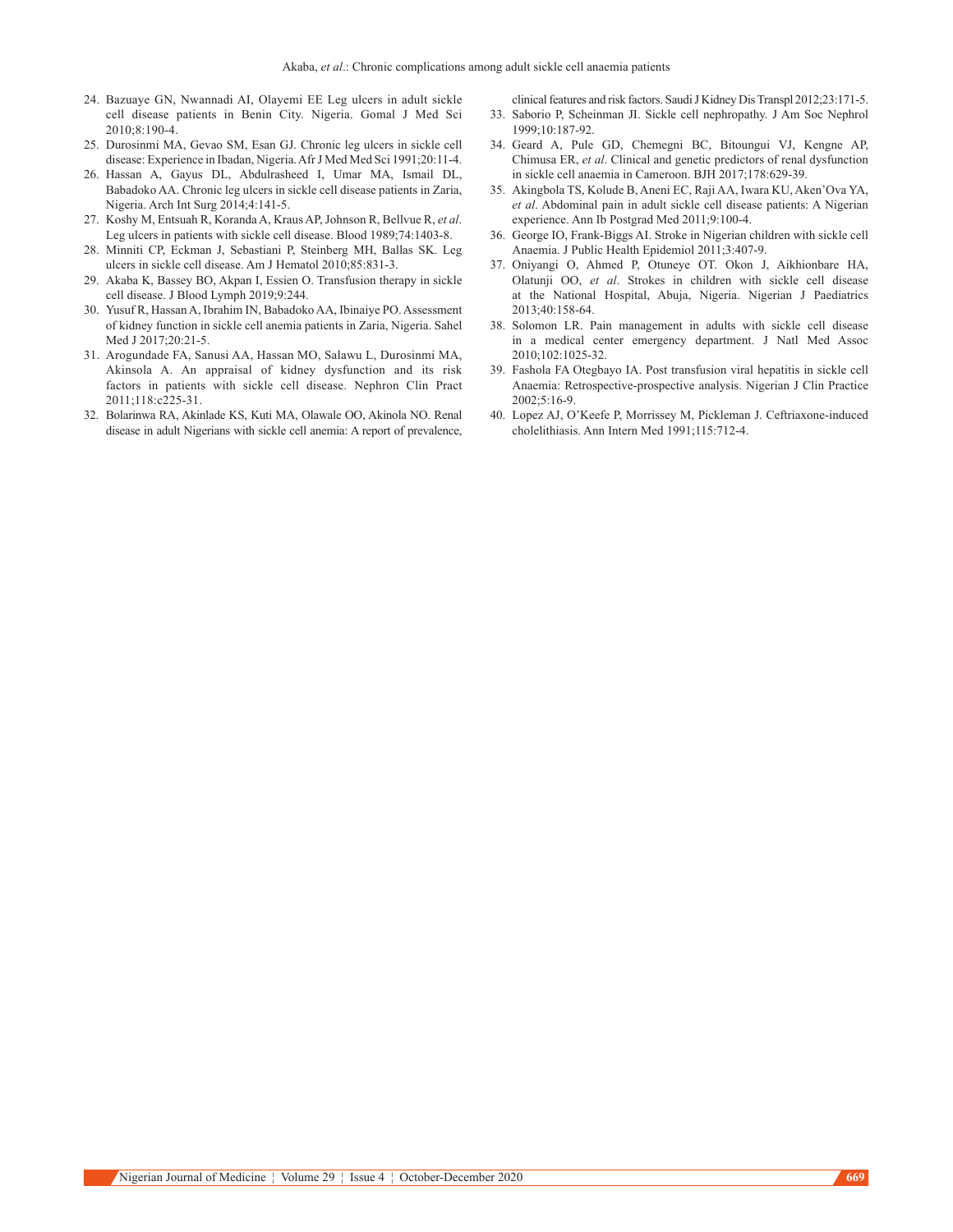24. Bazuaye GN, Nwannadi AI, Olayemi EE Leg ulcers in adult sickle cell disease patients in Benin City. Nigeria. Gomal J Med Sci 2010;8:190-4.
25. Durosinmi MA, Gevao SM, Esan GJ. Chronic leg ulcers in sickle cell disease: Experience in Ibadan, Nigeria. Afr J Med Med Sci 1991;20:11-4.
26. Hassan A, Gayus DL, Abdulrasheed I, Umar MA, Ismail DL, Babadoko AA. Chronic leg ulcers in sickle cell disease patients in Zaria, Nigeria. Arch Int Surg 2014;4:141-5.
27. Koshy M, Entsuah R, Koranda A, Kraus AP, Johnson R, Bellvue R, *et al*. Leg ulcers in patients with sickle cell disease. Blood 1989;74:1403-8.
28. Minniti CP, Eckman J, Sebastiani P, Steinberg MH, Ballas SK. Leg ulcers in sickle cell disease. Am J Hematol 2010;85:831-3.
29. Akaba K, Bassey BO, Akpan I, Essien O. Transfusion therapy in sickle cell disease. J Blood Lymph 2019;9:244.
30. Yusuf R, Hassan A, Ibrahim IN, Babadoko AA, Ibinaiye PO. Assessment of kidney function in sickle cell anemia patients in Zaria, Nigeria. Sahel Med J 2017;20:21-5.
31. Arogundade FA, Sanusi AA, Hassan MO, Salawu L, Durosinmi MA, Akinsola A. An appraisal of kidney dysfunction and its risk factors in patients with sickle cell disease. Nephron Clin Pract 2011;118:c225-31.
32. Bolarinwa RA, Akinlade KS, Kuti MA, Olawale OO, Akinola NO. Renal disease in adult Nigerians with sickle cell anemia: A report of prevalence, clinical features and risk factors. Saudi J Kidney Dis Transpl 2012;23:171-5.
33. Saborio P, Scheinman JI. Sickle cell nephropathy. J Am Soc Nephrol 1999;10:187-92.
34. Geard A, Pule GD, Chemegni BC, Bitoungui VJ, Kengne AP, Chimusa ER, *et al*. Clinical and genetic predictors of renal dysfunction in sickle cell anaemia in Cameroon. BJH 2017;178:629-39.
35. Akingbola TS, Kolude B, Aneni EC, Raji AA, Iwara KU, Aken'Ova YA, *et al*. Abdominal pain in adult sickle cell disease patients: A Nigerian experience. Ann Ib Postgrad Med 2011;9:100-4.
36. George IO, Frank-Biggs AI. Stroke in Nigerian children with sickle cell Anaemia. J Public Health Epidemiol 2011;3:407-9.
37. Oniyangi O, Ahmed P, Otuneye OT. Okon J, Aikhionbare HA, Olatunji OO, *et al*. Strokes in children with sickle cell disease at the National Hospital, Abuja, Nigeria. Nigerian J Paediatrics 2013;40:158-64.
38. Solomon LR. Pain management in adults with sickle cell disease in a medical center emergency department. J Natl Med Assoc 2010;102:1025-32.
39. Fashola FA Otegbayo IA. Post transfusion viral hepatitis in sickle cell Anaemia: Retrospective-prospective analysis. Nigerian J Clin Practice 2002;5:16-9.
40. Lopez AJ, O'Keefe P, Morrissey M, Pickleman J. Ceftriaxone-induced cholelithiasis. Ann Intern Med 1991;115:712-4.